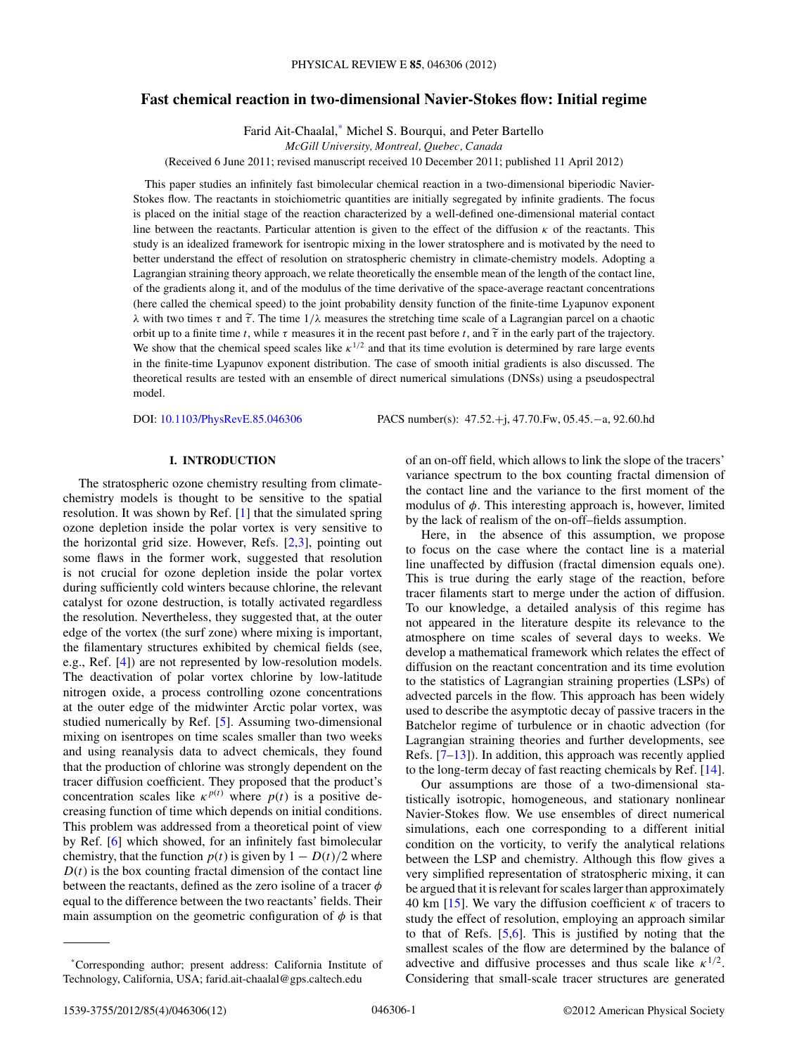# Fast chemical reaction in two-dimensional Navier-Stokes flow: Initial regime

Farid Ait-Chaalal,* Michel S. Bourqui, and Peter Bartello

*McGill University, Montreal, Quebec, Canada*

(Received 6 June 2011; revised manuscript received 10 December 2011; published 11 April 2012)

This paper studies an infinitely fast bimolecular chemical reaction in a two-dimensional biperiodic Navier-Stokes flow. The reactants in stoichiometric quantities are initially segregated by infinite gradients. The focus is placed on the initial stage of the reaction characterized by a well-defined one-dimensional material contact line between the reactants. Particular attention is given to the effect of the diffusion $\kappa$ of the reactants. This study is an idealized framework for isentropic mixing in the lower stratosphere and is motivated by the need to better understand the effect of resolution on stratospheric chemistry in climate-chemistry models. Adopting a Lagrangian straining theory approach, we relate theoretically the ensemble mean of the length of the contact line, of the gradients along it, and of the modulus of the time derivative of the space-average reactant concentrations (here called the chemical speed) to the joint probability density function of the finite-time Lyapunov exponent $\lambda$ with two times $\tau$ and $\widetilde{\tau}$. The time $1/\lambda$ measures the stretching time scale of a Lagrangian parcel on a chaotic orbit up to a finite time $t$, while $\tau$ measures it in the recent past before $t$, and $\widetilde{\tau}$ in the early part of the trajectory. We show that the chemical speed scales like $\kappa^{1/2}$ and that its time evolution is determined by rare large events in the finite-time Lyapunov exponent distribution. The case of smooth initial gradients is also discussed. The theoretical results are tested with an ensemble of direct numerical simulations (DNSs) using a pseudospectral model.

DOI: 10.1103/PhysRevE.85.046306 PACS number(s): 47.52.+j, 47.70.Fw, 05.45.−a, 92.60.hd

## I. INTRODUCTION

The stratospheric ozone chemistry resulting from climate-chemistry models is thought to be sensitive to the spatial resolution. It was shown by Ref. [1] that the simulated spring ozone depletion inside the polar vortex is very sensitive to the horizontal grid size. However, Refs. [2,3], pointing out some flaws in the former work, suggested that resolution is not crucial for ozone depletion inside the polar vortex during sufficiently cold winters because chlorine, the relevant catalyst for ozone destruction, is totally activated regardless the resolution. Nevertheless, they suggested that, at the outer edge of the vortex (the surf zone) where mixing is important, the filamentary structures exhibited by chemical fields (see, e.g., Ref. [4]) are not represented by low-resolution models. The deactivation of polar vortex chlorine by low-latitude nitrogen oxide, a process controlling ozone concentrations at the outer edge of the midwinter Arctic polar vortex, was studied numerically by Ref. [5]. Assuming two-dimensional mixing on isentropes on time scales smaller than two weeks and using reanalysis data to advect chemicals, they found that the production of chlorine was strongly dependent on the tracer diffusion coefficient. They proposed that the product's concentration scales like $\kappa^{p(t)}$ where $p(t)$ is a positive decreasing function of time which depends on initial conditions. This problem was addressed from a theoretical point of view by Ref. [6] which showed, for an infinitely fast bimolecular chemistry, that the function $p(t)$ is given by $1 - D(t)/2$ where $D(t)$ is the box counting fractal dimension of the contact line between the reactants, defined as the zero isoline of a tracer $\phi$ equal to the difference between the two reactants' fields. Their main assumption on the geometric configuration of $\phi$ is that of an on-off field, which allows to link the slope of the tracers' variance spectrum to the box counting fractal dimension of the contact line and the variance to the first moment of the modulus of $\phi$. This interesting approach is, however, limited by the lack of realism of the on-off–fields assumption.

Here, in the absence of this assumption, we propose to focus on the case where the contact line is a material line unaffected by diffusion (fractal dimension equals one). This is true during the early stage of the reaction, before tracer filaments start to merge under the action of diffusion. To our knowledge, a detailed analysis of this regime has not appeared in the literature despite its relevance to the atmosphere on time scales of several days to weeks. We develop a mathematical framework which relates the effect of diffusion on the reactant concentration and its time evolution to the statistics of Lagrangian straining properties (LSPs) of advected parcels in the flow. This approach has been widely used to describe the asymptotic decay of passive tracers in the Batchelor regime of turbulence or in chaotic advection (for Lagrangian straining theories and further developments, see Refs. [7–13]). In addition, this approach was recently applied to the long-term decay of fast reacting chemicals by Ref. [14].

Our assumptions are those of a two-dimensional statistically isotropic, homogeneous, and stationary nonlinear Navier-Stokes flow. We use ensembles of direct numerical simulations, each one corresponding to a different initial condition on the vorticity, to verify the analytical relations between the LSP and chemistry. Although this flow gives a very simplified representation of stratospheric mixing, it can be argued that it is relevant for scales larger than approximately 40 km [15]. We vary the diffusion coefficient $\kappa$ of tracers to study the effect of resolution, employing an approach similar to that of Refs. [5,6]. This is justified by noting that the smallest scales of the flow are determined by the balance of advective and diffusive processes and thus scale like $\kappa^{1/2}$. Considering that small-scale tracer structures are generated

*Corresponding author; present address: California Institute of Technology, California, USA; farid.ait-chaalal@gps.caltech.edu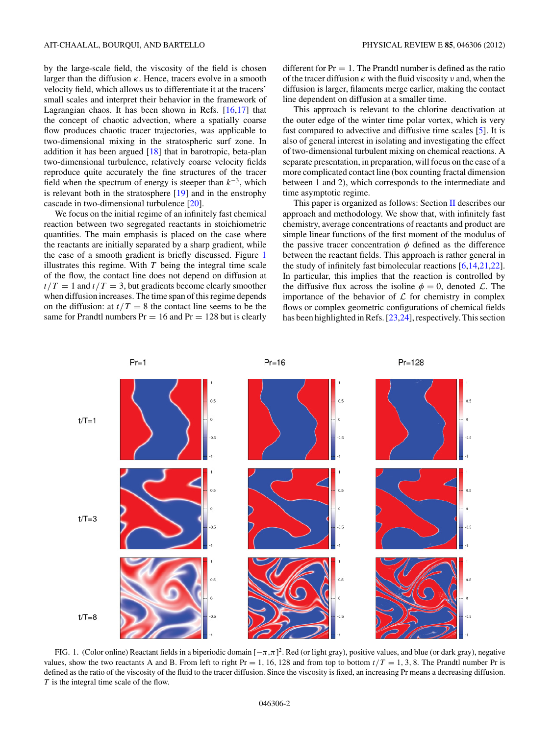by the large-scale field, the viscosity of the field is chosen larger than the diffusion $\kappa$. Hence, tracers evolve in a smooth velocity field, which allows us to differentiate it at the tracers' small scales and interpret their behavior in the framework of Lagrangian chaos. It has been shown in Refs. [16,17] that the concept of chaotic advection, where a spatially coarse flow produces chaotic tracer trajectories, was applicable to two-dimensional mixing in the stratospheric surf zone. In addition it has been argued [18] that in barotropic, beta-plan two-dimensional turbulence, relatively coarse velocity fields reproduce quite accurately the fine structures of the tracer field when the spectrum of energy is steeper than $k^{-3}$, which is relevant both in the stratosphere [19] and in the enstrophy cascade in two-dimensional turbulence [20].

We focus on the initial regime of an infinitely fast chemical reaction between two segregated reactants in stoichiometric quantities. The main emphasis is placed on the case where the reactants are initially separated by a sharp gradient, while the case of a smooth gradient is briefly discussed. Figure 1 illustrates this regime. With $T$ being the integral time scale of the flow, the contact line does not depend on diffusion at $t/T = 1$ and $t/T = 3$, but gradients become clearly smoother when diffusion increases. The time span of this regime depends on the diffusion: at $t/T = 8$ the contact line seems to be the same for Prandtl numbers $\mathrm{Pr} = 16$ and $\mathrm{Pr} = 128$ but is clearly different for $\mathrm{Pr} = 1$. The Prandtl number is defined as the ratio of the tracer diffusion $\kappa$ with the fluid viscosity $\nu$ and, when the diffusion is larger, filaments merge earlier, making the contact line dependent on diffusion at a smaller time.

This approach is relevant to the chlorine deactivation at the outer edge of the winter time polar vortex, which is very fast compared to advective and diffusive time scales [5]. It is also of general interest in isolating and investigating the effect of two-dimensional turbulent mixing on chemical reactions. A separate presentation, in preparation, will focus on the case of a more complicated contact line (box counting fractal dimension between 1 and 2), which corresponds to the intermediate and time asymptotic regime.

This paper is organized as follows: Section II describes our approach and methodology. We show that, with infinitely fast chemistry, average concentrations of reactants and product are simple linear functions of the first moment of the modulus of the passive tracer concentration $\phi$ defined as the difference between the reactant fields. This approach is rather general in the study of infinitely fast bimolecular reactions [6,14,21,22]. In particular, this implies that the reaction is controlled by the diffusive flux across the isoline $\phi = 0$, denoted $\mathcal{L}$. The importance of the behavior of $\mathcal{L}$ for chemistry in complex flows or complex geometric configurations of chemical fields has been highlighted in Refs. [23,24], respectively. This section

FIG. 1. (Color online) Reactant fields in a biperiodic domain $[-\pi,\pi]^2$. Red (or light gray), positive values, and blue (or dark gray), negative values, show the two reactants A and B. From left to right $\mathrm{Pr} = 1$, 16, 128 and from top to bottom $t/T = 1$, 3, 8. The Prandtl number Pr is defined as the ratio of the viscosity of the fluid to the tracer diffusion. Since the viscosity is fixed, an increasing Pr means a decreasing diffusion. $T$ is the integral time scale of the flow.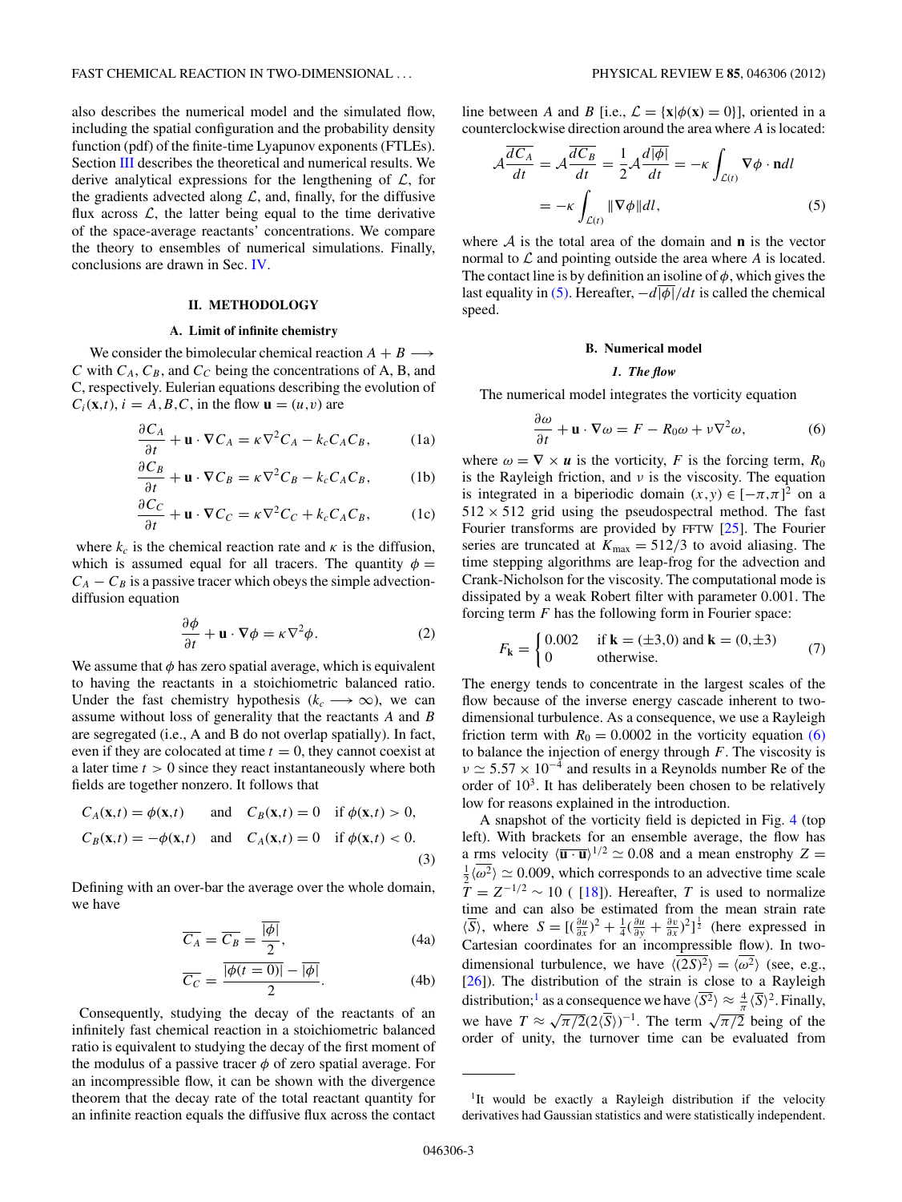also describes the numerical model and the simulated flow, including the spatial configuration and the probability density function (pdf) of the finite-time Lyapunov exponents (FTLEs). Section III describes the theoretical and numerical results. We derive analytical expressions for the lengthening of $\mathcal{L}$, for the gradients advected along $\mathcal{L}$, and, finally, for the diffusive flux across $\mathcal{L}$, the latter being equal to the time derivative of the space-average reactants' concentrations. We compare the theory to ensembles of numerical simulations. Finally, conclusions are drawn in Sec. IV.

## II. METHODOLOGY

### A. Limit of infinite chemistry

We consider the bimolecular chemical reaction $A + B \longrightarrow C$ with $C_A$, $C_B$, and $C_C$ being the concentrations of A, B, and C, respectively. Eulerian equations describing the evolution of $C_i(\mathbf{x},t)$, $i = A,B,C$, in the flow $\mathbf{u} = (u,v)$ are

$$\frac{\partial C_A}{\partial t} + \mathbf{u}\cdot\nabla C_A = \kappa\nabla^2 C_A - k_c C_A C_B, \tag{1a}$$

$$\frac{\partial C_B}{\partial t} + \mathbf{u}\cdot\nabla C_B = \kappa\nabla^2 C_B - k_c C_A C_B, \tag{1b}$$

$$\frac{\partial C_C}{\partial t} + \mathbf{u}\cdot\nabla C_C = \kappa\nabla^2 C_C + k_c C_A C_B, \tag{1c}$$

where $k_c$ is the chemical reaction rate and $\kappa$ is the diffusion, which is assumed equal for all tracers. The quantity $\phi = C_A - C_B$ is a passive tracer which obeys the simple advection-diffusion equation

$$\frac{\partial \phi}{\partial t} + \mathbf{u}\cdot\nabla\phi = \kappa\nabla^2\phi. \tag{2}$$

We assume that $\phi$ has zero spatial average, which is equivalent to having the reactants in a stoichiometric balanced ratio. Under the fast chemistry hypothesis ($k_c \longrightarrow \infty$), we can assume without loss of generality that the reactants $A$ and $B$ are segregated (i.e., A and B do not overlap spatially). In fact, even if they are colocated at time $t = 0$, they cannot coexist at a later time $t > 0$ since they react instantaneously where both fields are together nonzero. It follows that

$$\begin{aligned} &C_A(\mathbf{x},t) = \phi(\mathbf{x},t) \quad \text{and} \quad C_B(\mathbf{x},t) = 0 \quad \text{if } \phi(\mathbf{x},t) > 0,\\ &C_B(\mathbf{x},t) = -\phi(\mathbf{x},t) \quad \text{and} \quad C_A(\mathbf{x},t) = 0 \quad \text{if } \phi(\mathbf{x},t) < 0. \end{aligned} \tag{3}$$

Defining with an over-bar the average over the whole domain, we have

$$\overline{C_A} = \overline{C_B} = \frac{\overline{|\phi|}}{2}, \tag{4a}$$

$$\overline{C_C} = \frac{\overline{|\phi(t=0)|} - \overline{|\phi|}}{2}. \tag{4b}$$

Consequently, studying the decay of the reactants of an infinitely fast chemical reaction in a stoichiometric balanced ratio is equivalent to studying the decay of the first moment of the modulus of a passive tracer $\phi$ of zero spatial average. For an incompressible flow, it can be shown with the divergence theorem that the decay rate of the total reactant quantity for an infinite reaction equals the diffusive flux across the contact line between $A$ and $B$ [i.e., $\mathcal{L} = \{\mathbf{x}|\phi(\mathbf{x}) = 0\}$], oriented in a counterclockwise direction around the area where $A$ is located:

$$\begin{aligned} \mathcal{A}\frac{d\overline{C_A}}{dt} = \mathcal{A}\frac{d\overline{C_B}}{dt} = \frac{1}{2}\mathcal{A}\frac{d\overline{|\phi|}}{dt} &= -\kappa\int_{\mathcal{L}(t)} \nabla\phi\cdot\mathbf{n}dl\\ &= -\kappa\int_{\mathcal{L}(t)} \|\nabla\phi\| dl, \end{aligned} \tag{5}$$

where $\mathcal{A}$ is the total area of the domain and $\mathbf{n}$ is the vector normal to $\mathcal{L}$ and pointing outside the area where $A$ is located. The contact line is by definition an isoline of $\phi$, which gives the last equality in (5). Hereafter, $-d\overline{|\phi|}/dt$ is called the chemical speed.

### B. Numerical model

#### *1. The flow*

The numerical model integrates the vorticity equation

$$\frac{\partial \omega}{\partial t} + \mathbf{u}\cdot\nabla\omega = F - R_0\omega + \nu\nabla^2\omega, \tag{6}$$

where $\omega = \nabla\times\boldsymbol{u}$ is the vorticity, $F$ is the forcing term, $R_0$ is the Rayleigh friction, and $\nu$ is the viscosity. The equation is integrated in a biperiodic domain $(x,y) \in [-\pi,\pi]^2$ on a $512\times512$ grid using the pseudospectral method. The fast Fourier transforms are provided by FFTW [25]. The Fourier series are truncated at $K_{\max} = 512/3$ to avoid aliasing. The time stepping algorithms are leap-frog for the advection and Crank-Nicholson for the viscosity. The computational mode is dissipated by a weak Robert filter with parameter 0.001. The forcing term $F$ has the following form in Fourier space:

$$F_{\mathbf{k}} = \begin{cases} 0.002 & \text{if } \mathbf{k} = (\pm3,0) \text{ and } \mathbf{k} = (0,\pm3)\\ 0 & \text{otherwise.} \end{cases} \tag{7}$$

The energy tends to concentrate in the largest scales of the flow because of the inverse energy cascade inherent to two-dimensional turbulence. As a consequence, we use a Rayleigh friction term with $R_0 = 0.0002$ in the vorticity equation (6) to balance the injection of energy through $F$. The viscosity is $\nu \simeq 5.57\times10^{-4}$ and results in a Reynolds number Re of the order of $10^3$. It has deliberately been chosen to be relatively low for reasons explained in the introduction.

A snapshot of the vorticity field is depicted in Fig. 4 (top left). With brackets for an ensemble average, the flow has a rms velocity $\langle\overline{\mathbf{u}\cdot\mathbf{u}}\rangle^{1/2} \simeq 0.08$ and a mean enstrophy $Z = \frac{1}{2}\langle\overline{\omega^2}\rangle \simeq 0.009$, which corresponds to an advective time scale $T = Z^{-1/2} \sim 10$ ( [18]). Hereafter, $T$ is used to normalize time and can also be estimated from the mean strain rate $\langle\overline{S}\rangle$, where $S = [(\frac{\partial u}{\partial x})^2 + \frac{1}{4}(\frac{\partial u}{\partial y} + \frac{\partial v}{\partial x})^2]^{\frac{1}{2}}$ (here expressed in Cartesian coordinates for an incompressible flow). In two-dimensional turbulence, we have $\langle\overline{(2S)^2}\rangle = \langle\overline{\omega^2}\rangle$ (see, e.g., [26]). The distribution of the strain is close to a Rayleigh distribution;[1] as a consequence we have $\langle\overline{S^2}\rangle \approx \frac{4}{\pi}\langle\overline{S}\rangle^2$. Finally, we have $T \approx \sqrt{\pi/2}(2\langle\overline{S}\rangle)^{-1}$. The term $\sqrt{\pi/2}$ being of the order of unity, the turnover time can be evaluated from

---

[1] It would be exactly a Rayleigh distribution if the velocity derivatives had Gaussian statistics and were statistically independent.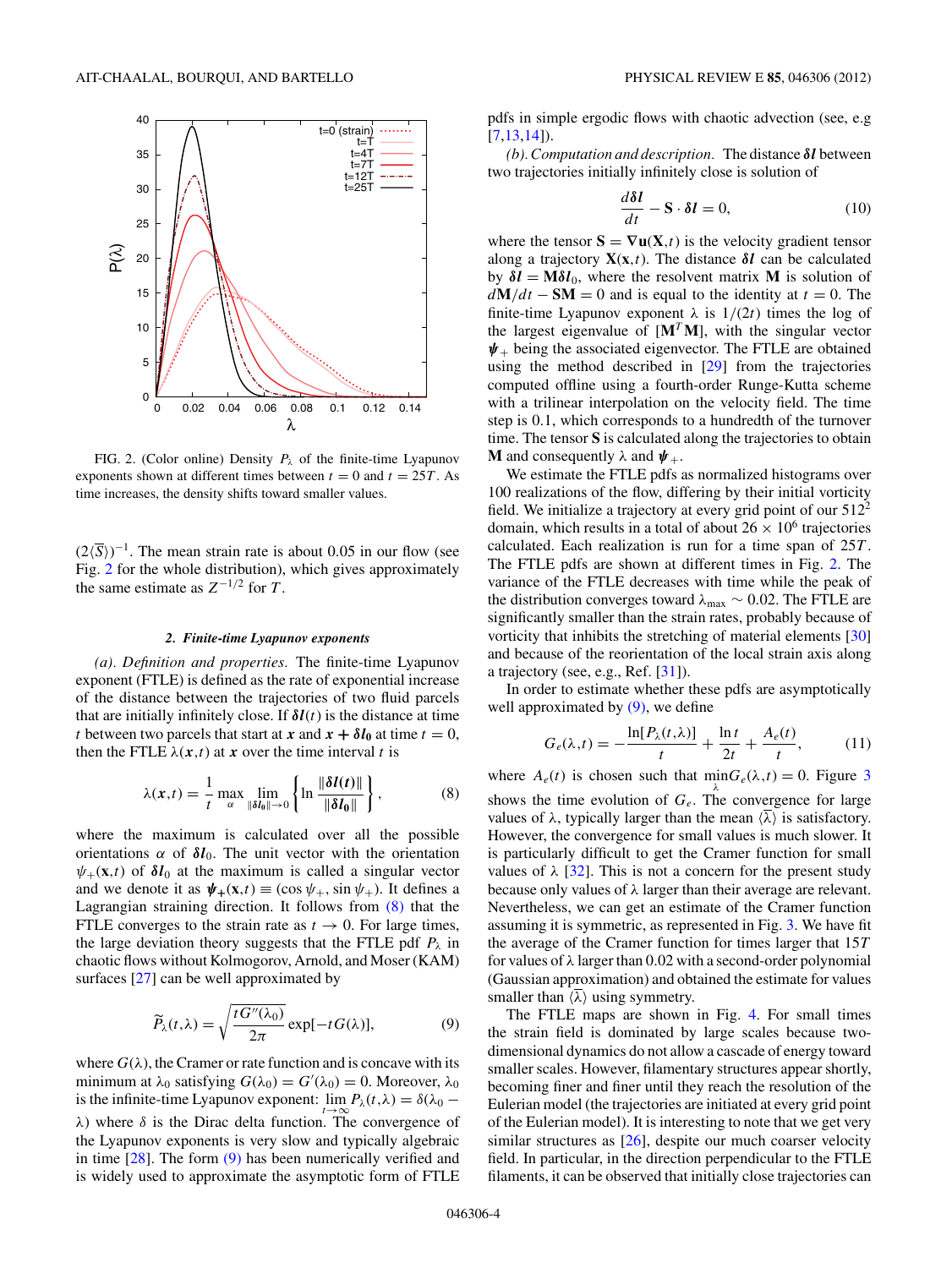FIG. 2. (Color online) Density $P_\lambda$ of the finite-time Lyapunov exponents shown at different times between $t = 0$ and $t = 25T$. As time increases, the density shifts toward smaller values.

$(2\langle\overline{S}\rangle)^{-1}$. The mean strain rate is about 0.05 in our flow (see Fig. 2 for the whole distribution), which gives approximately the same estimate as $Z^{-1/2}$ for $T$.

#### 2. Finite-time Lyapunov exponents

*(a). Definition and properties.* The finite-time Lyapunov exponent (FTLE) is defined as the rate of exponential increase of the distance between the trajectories of two fluid parcels that are initially infinitely close. If $\boldsymbol{\delta l}(t)$ is the distance at time $t$ between two parcels that start at $\boldsymbol{x}$ and $\boldsymbol{x} + \boldsymbol{\delta l_0}$ at time $t = 0$, then the FTLE $\lambda(\boldsymbol{x},t)$ at $\boldsymbol{x}$ over the time interval $t$ is

$$\lambda(\boldsymbol{x},t) = \frac{1}{t} \max_{\alpha} \lim_{\|\boldsymbol{\delta l_0}\|\to 0} \left\{ \ln \frac{\|\boldsymbol{\delta l}(t)\|}{\|\boldsymbol{\delta l_0}\|} \right\}, \tag{8}$$

where the maximum is calculated over all the possible orientations $\alpha$ of $\boldsymbol{\delta l}_0$. The unit vector with the orientation $\psi_+(\mathbf{x},t)$ of $\boldsymbol{\delta l}_0$ at the maximum is called a singular vector and we denote it as $\boldsymbol{\psi_+}(\mathbf{x},t) \equiv (\cos\psi_+, \sin\psi_+)$. It defines a Lagrangian straining direction. It follows from (8) that the FTLE converges to the strain rate as $t \to 0$. For large times, the large deviation theory suggests that the FTLE pdf $P_\lambda$ in chaotic flows without Kolmogorov, Arnold, and Moser (KAM) surfaces [27] can be well approximated by

$$\widetilde{P}_\lambda(t,\lambda) = \sqrt{\frac{tG''(\lambda_0)}{2\pi}} \exp[-tG(\lambda)], \tag{9}$$

where $G(\lambda)$, the Cramer or rate function and is concave with its minimum at $\lambda_0$ satisfying $G(\lambda_0) = G'(\lambda_0) = 0$. Moreover, $\lambda_0$ is the infinite-time Lyapunov exponent: $\lim_{t\to\infty} P_\lambda(t,\lambda) = \delta(\lambda_0 - \lambda)$ where $\delta$ is the Dirac delta function. The convergence of the Lyapunov exponents is very slow and typically algebraic in time [28]. The form (9) has been numerically verified and is widely used to approximate the asymptotic form of FTLE pdfs in simple ergodic flows with chaotic advection (see, e.g [7,13,14]).

*(b). Computation and description.* The distance $\boldsymbol{\delta l}$ between two trajectories initially infinitely close is solution of

$$\frac{d\boldsymbol{\delta l}}{dt} - \mathbf{S} \cdot \boldsymbol{\delta l} = 0, \tag{10}$$

where the tensor $\mathbf{S} = \nabla\mathbf{u}(\mathbf{X},t)$ is the velocity gradient tensor along a trajectory $\mathbf{X}(\mathbf{x},t)$. The distance $\boldsymbol{\delta l}$ can be calculated by $\boldsymbol{\delta l} = \mathbf{M}\boldsymbol{\delta l}_0$, where the resolvent matrix $\mathbf{M}$ is solution of $d\mathbf{M}/dt - \mathbf{SM} = 0$ and is equal to the identity at $t = 0$. The finite-time Lyapunov exponent $\lambda$ is $1/(2t)$ times the log of the largest eigenvalue of $[\mathbf{M}^T\mathbf{M}]$, with the singular vector $\boldsymbol{\psi}_+$ being the associated eigenvector. The FTLE are obtained using the method described in [29] from the trajectories computed offline using a fourth-order Runge-Kutta scheme with a trilinear interpolation on the velocity field. The time step is 0.1, which corresponds to a hundredth of the turnover time. The tensor $\mathbf{S}$ is calculated along the trajectories to obtain $\mathbf{M}$ and consequently $\lambda$ and $\boldsymbol{\psi}_+$.

We estimate the FTLE pdfs as normalized histograms over 100 realizations of the flow, differing by their initial vorticity field. We initialize a trajectory at every grid point of our $512^2$ domain, which results in a total of about $26 \times 10^6$ trajectories calculated. Each realization is run for a time span of $25T$. The FTLE pdfs are shown at different times in Fig. 2. The variance of the FTLE decreases with time while the peak of the distribution converges toward $\lambda_{\max} \sim 0.02$. The FTLE are significantly smaller than the strain rates, probably because of vorticity that inhibits the stretching of material elements [30] and because of the reorientation of the local strain axis along a trajectory (see, e.g., Ref. [31]).

In order to estimate whether these pdfs are asymptotically well approximated by (9), we define

$$G_e(\lambda,t) = -\frac{\ln[P_\lambda(t,\lambda)]}{t} + \frac{\ln t}{2t} + \frac{A_e(t)}{t}, \tag{11}$$

where $A_e(t)$ is chosen such that $\min_{\lambda} G_e(\lambda,t) = 0$. Figure 3 shows the time evolution of $G_e$. The convergence for large values of $\lambda$, typically larger than the mean $\langle\overline{\lambda}\rangle$ is satisfactory. However, the convergence for small values is much slower. It is particularly difficult to get the Cramer function for small values of $\lambda$ [32]. This is not a concern for the present study because only values of $\lambda$ larger than their average are relevant. Nevertheless, we can get an estimate of the Cramer function assuming it is symmetric, as represented in Fig. 3. We have fit the average of the Cramer function for times larger that $15T$ for values of $\lambda$ larger than 0.02 with a second-order polynomial (Gaussian approximation) and obtained the estimate for values smaller than $\langle\overline{\lambda}\rangle$ using symmetry.

The FTLE maps are shown in Fig. 4. For small times the strain field is dominated by large scales because two-dimensional dynamics do not allow a cascade of energy toward smaller scales. However, filamentary structures appear shortly, becoming finer and finer until they reach the resolution of the Eulerian model (the trajectories are initiated at every grid point of the Eulerian model). It is interesting to note that we get very similar structures as [26], despite our much coarser velocity field. In particular, in the direction perpendicular to the FTLE filaments, it can be observed that initially close trajectories can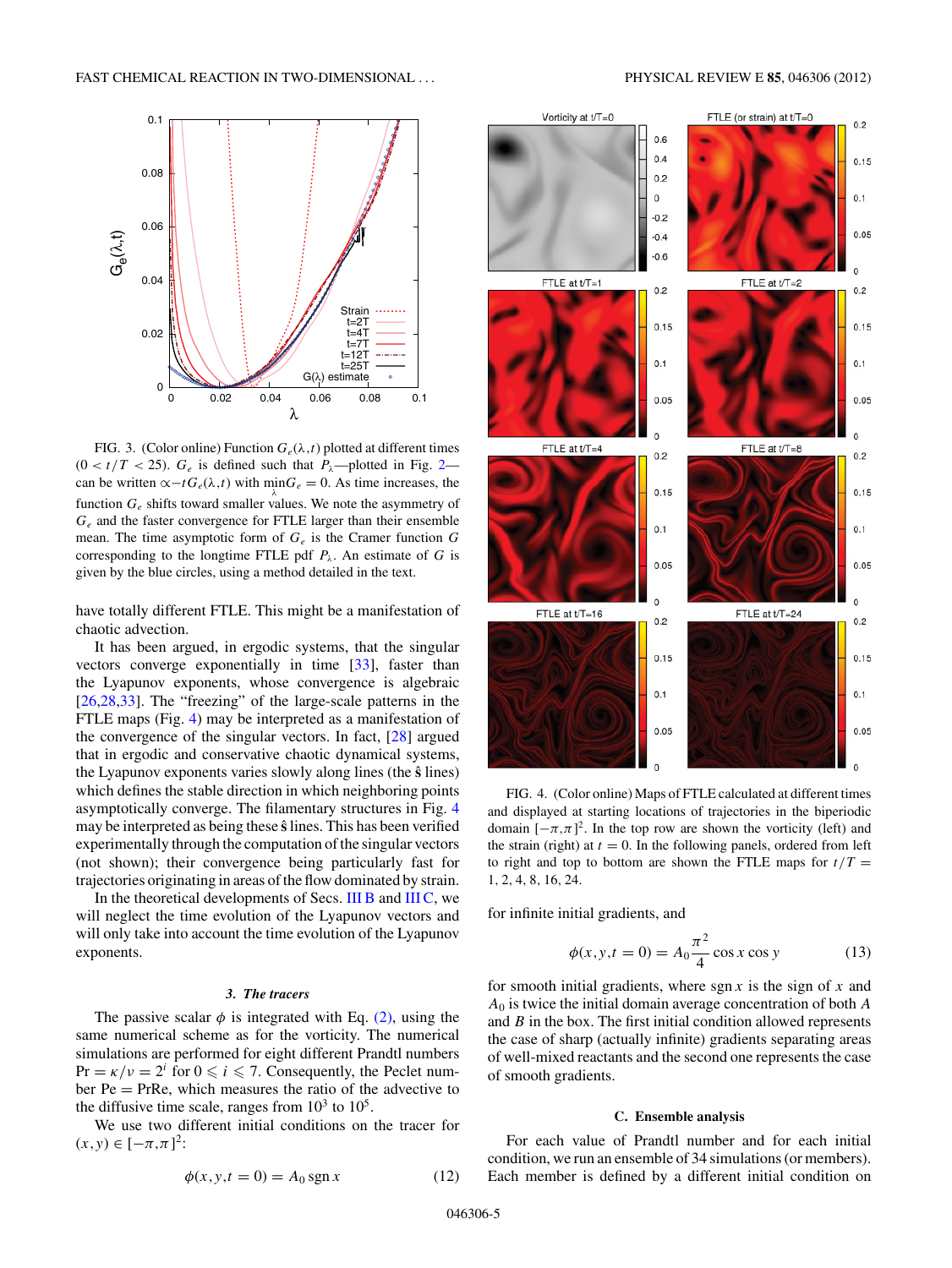FIG. 3. (Color online) Function $G_e(\lambda,t)$ plotted at different times ($0 < t/T < 25$). $G_e$ is defined such that $P_\lambda$—plotted in Fig. 2—can be written $\propto -tG_e(\lambda,t)$ with $\min_\lambda G_e = 0$. As time increases, the function $G_e$ shifts toward smaller values. We note the asymmetry of $G_e$ and the faster convergence for FTLE larger than their ensemble mean. The time asymptotic form of $G_e$ is the Cramer function $G$ corresponding to the longtime FTLE pdf $P_\lambda$. An estimate of $G$ is given by the blue circles, using a method detailed in the text.

have totally different FTLE. This might be a manifestation of chaotic advection.

It has been argued, in ergodic systems, that the singular vectors converge exponentially in time [33], faster than the Lyapunov exponents, whose convergence is algebraic [26,28,33]. The "freezing" of the large-scale patterns in the FTLE maps (Fig. 4) may be interpreted as a manifestation of the convergence of the singular vectors. In fact, [28] argued that in ergodic and conservative chaotic dynamical systems, the Lyapunov exponents varies slowly along lines (the $\hat{\mathbf{s}}$ lines) which defines the stable direction in which neighboring points asymptotically converge. The filamentary structures in Fig. 4 may be interpreted as being these $\hat{\mathbf{s}}$ lines. This has been verified experimentally through the computation of the singular vectors (not shown); their convergence being particularly fast for trajectories originating in areas of the flow dominated by strain.

In the theoretical developments of Secs. III B and III C, we will neglect the time evolution of the Lyapunov vectors and will only take into account the time evolution of the Lyapunov exponents.

#### *3. The tracers*

The passive scalar $\phi$ is integrated with Eq. (2), using the same numerical scheme as for the vorticity. The numerical simulations are performed for eight different Prandtl numbers $\mathrm{Pr} = \kappa/\nu = 2^i$ for $0 \leqslant i \leqslant 7$. Consequently, the Peclet number $\mathrm{Pe} = \mathrm{PrRe}$, which measures the ratio of the advective to the diffusive time scale, ranges from $10^3$ to $10^5$.

We use two different initial conditions on the tracer for $(x,y) \in [-\pi,\pi]^2$:

$$\phi(x,y,t=0) = A_0 \,\mathrm{sgn}\, x \tag{12}$$

FIG. 4. (Color online) Maps of FTLE calculated at different times and displayed at starting locations of trajectories in the biperiodic domain $[-\pi,\pi]^2$. In the top row are shown the vorticity (left) and the strain (right) at $t = 0$. In the following panels, ordered from left to right and top to bottom are shown the FTLE maps for $t/T = 1, 2, 4, 8, 16, 24$.

for infinite initial gradients, and

$$\phi(x,y,t=0) = A_0 \frac{\pi^2}{4} \cos x \cos y \tag{13}$$

for smooth initial gradients, where $\mathrm{sgn}\, x$ is the sign of $x$ and $A_0$ is twice the initial domain average concentration of both $A$ and $B$ in the box. The first initial condition allowed represents the case of sharp (actually infinite) gradients separating areas of well-mixed reactants and the second one represents the case of smooth gradients.

### C. Ensemble analysis

For each value of Prandtl number and for each initial condition, we run an ensemble of 34 simulations (or members). Each member is defined by a different initial condition on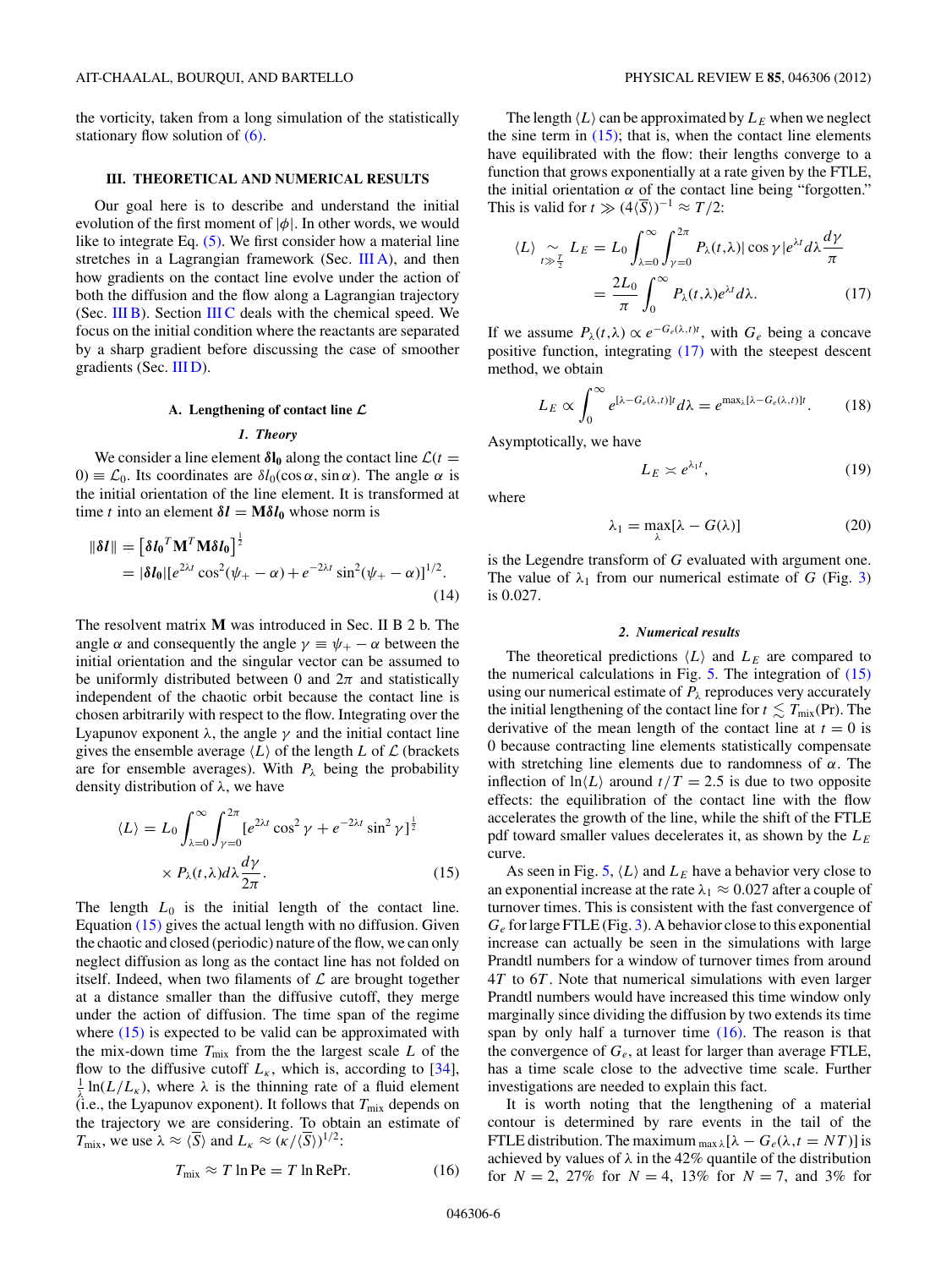the vorticity, taken from a long simulation of the statistically stationary flow solution of (6).

## III. THEORETICAL AND NUMERICAL RESULTS

Our goal here is to describe and understand the initial evolution of the first moment of $|\phi|$. In other words, we would like to integrate Eq. (5). We first consider how a material line stretches in a Lagrangian framework (Sec. III A), and then how gradients on the contact line evolve under the action of both the diffusion and the flow along a Lagrangian trajectory (Sec. III B). Section III C deals with the chemical speed. We focus on the initial condition where the reactants are separated by a sharp gradient before discussing the case of smoother gradients (Sec. III D).

### A. Lengthening of contact line $\mathcal{L}$

#### *1. Theory*

We consider a line element $\boldsymbol{\delta l_0}$ along the contact line $\mathcal{L}(t = 0) \equiv \mathcal{L}_0$. Its coordinates are $\delta l_0(\cos\alpha, \sin\alpha)$. The angle $\alpha$ is the initial orientation of the line element. It is transformed at time $t$ into an element $\boldsymbol{\delta l} = \mathbf{M}\boldsymbol{\delta l_0}$ whose norm is

$$
\begin{aligned}
\|\boldsymbol{\delta l}\| &= \left[\boldsymbol{\delta l_0}^T \mathbf{M}^T \mathbf{M} \boldsymbol{\delta l_0}\right]^{\frac{1}{2}} \\
&= |\boldsymbol{\delta l_0}|[e^{2\lambda t}\cos^2(\psi_+ - \alpha) + e^{-2\lambda t}\sin^2(\psi_+ - \alpha)]^{1/2}.
\end{aligned} \tag{14}
$$

The resolvent matrix $\mathbf{M}$ was introduced in Sec. II B 2 b. The angle $\alpha$ and consequently the angle $\gamma \equiv \psi_+ - \alpha$ between the initial orientation and the singular vector can be assumed to be uniformly distributed between 0 and $2\pi$ and statistically independent of the chaotic orbit because the contact line is chosen arbitrarily with respect to the flow. Integrating over the Lyapunov exponent $\lambda$, the angle $\gamma$ and the initial contact line gives the ensemble average $\langle L\rangle$ of the length $L$ of $\mathcal{L}$ (brackets are for ensemble averages). With $P_\lambda$ being the probability density distribution of $\lambda$, we have

$$
\begin{aligned}
\langle L\rangle = L_0 \int_{\lambda=0}^{\infty}\int_{\gamma=0}^{2\pi} &[e^{2\lambda t}\cos^2\gamma + e^{-2\lambda t}\sin^2\gamma]^{\frac{1}{2}} \\
&\times P_\lambda(t,\lambda) d\lambda \frac{d\gamma}{2\pi}.
\end{aligned} \tag{15}
$$

The length $L_0$ is the initial length of the contact line. Equation (15) gives the actual length with no diffusion. Given the chaotic and closed (periodic) nature of the flow, we can only neglect diffusion as long as the contact line has not folded on itself. Indeed, when two filaments of $\mathcal{L}$ are brought together at a distance smaller than the diffusive cutoff, they merge under the action of diffusion. The time span of the regime where (15) is expected to be valid can be approximated with the mix-down time $T_{\text{mix}}$ from the largest scale $L$ of the flow to the diffusive cutoff $L_\kappa$, which is, according to [34], $\frac{1}{\lambda}\ln(L/L_\kappa)$, where $\lambda$ is the thinning rate of a fluid element (i.e., the Lyapunov exponent). It follows that $T_{\text{mix}}$ depends on the trajectory we are considering. To obtain an estimate of $T_{\text{mix}}$, we use $\lambda \approx \langle \overline{S}\rangle$ and $L_\kappa \approx (\kappa/\langle\overline{S}\rangle)^{1/2}$:

$$
T_{\text{mix}} \approx T\ln \text{Pe} = T\ln \text{RePr}. \tag{16}
$$

The length $\langle L\rangle$ can be approximated by $L_E$ when we neglect the sine term in (15); that is, when the contact line elements have equilibrated with the flow: their lengths converge to a function that grows exponentially at a rate given by the FTLE, the initial orientation $\alpha$ of the contact line being "forgotten." This is valid for $t \gg (4\langle\overline{S}\rangle)^{-1} \approx T/2$:

$$
\begin{aligned}
\langle L\rangle \underset{t\gg\frac{T}{2}}{\sim} L_E &= L_0 \int_{\lambda=0}^{\infty}\int_{\gamma=0}^{2\pi} P_\lambda(t,\lambda)|\cos\gamma|e^{\lambda t}d\lambda\frac{d\gamma}{\pi} \\
&= \frac{2L_0}{\pi}\int_0^\infty P_\lambda(t,\lambda)e^{\lambda t}d\lambda.
\end{aligned} \tag{17}
$$

If we assume $P_\lambda(t,\lambda) \propto e^{-G_e(\lambda,t)t}$, with $G_e$ being a concave positive function, integrating (17) with the steepest descent method, we obtain

$$
L_E \propto \int_0^\infty e^{[\lambda - G_e(\lambda,t)]t}d\lambda = e^{\max_\lambda[\lambda - G_e(\lambda,t)]t}. \tag{18}
$$

Asymptotically, we have

$$
L_E \asymp e^{\lambda_1 t}, \tag{19}
$$

where

$$
\lambda_1 = \max_\lambda[\lambda - G(\lambda)] \tag{20}
$$

is the Legendre transform of $G$ evaluated with argument one. The value of $\lambda_1$ from our numerical estimate of $G$ (Fig. 3) is 0.027.

#### *2. Numerical results*

The theoretical predictions $\langle L\rangle$ and $L_E$ are compared to the numerical calculations in Fig. 5. The integration of (15) using our numerical estimate of $P_\lambda$ reproduces very accurately the initial lengthening of the contact line for $t \lesssim T_{\text{mix}}(\text{Pr})$. The derivative of the mean length of the contact line at $t = 0$ is 0 because contracting line elements statistically compensate with stretching line elements due to randomness of $\alpha$. The inflection of $\ln\langle L\rangle$ around $t/T = 2.5$ is due to two opposite effects: the equilibration of the contact line with the flow accelerates the growth of the line, while the shift of the FTLE pdf toward smaller values decelerates it, as shown by the $L_E$ curve.

As seen in Fig. 5, $\langle L\rangle$ and $L_E$ have a behavior very close to an exponential increase at the rate $\lambda_1 \approx 0.027$ after a couple of turnover times. This is consistent with the fast convergence of $G_e$ for large FTLE (Fig. 3). A behavior close to this exponential increase can actually be seen in the simulations with large Prandtl numbers for a window of turnover times from around $4T$ to $6T$. Note that numerical simulations with even larger Prandtl numbers would have increased this time window only marginally since dividing the diffusion by two extends its time span by only half a turnover time (16). The reason is that the convergence of $G_e$, at least for larger than average FTLE, has a time scale close to the advective time scale. Further investigations are needed to explain this fact.

It is worth noting that the lengthening of a material contour is determined by rare events in the tail of the FTLE distribution. The maximum $_{\max\lambda}[\lambda - G_e(\lambda, t = NT)]$ is achieved by values of $\lambda$ in the 42% quantile of the distribution for $N = 2$, 27% for $N = 4$, 13% for $N = 7$, and 3% for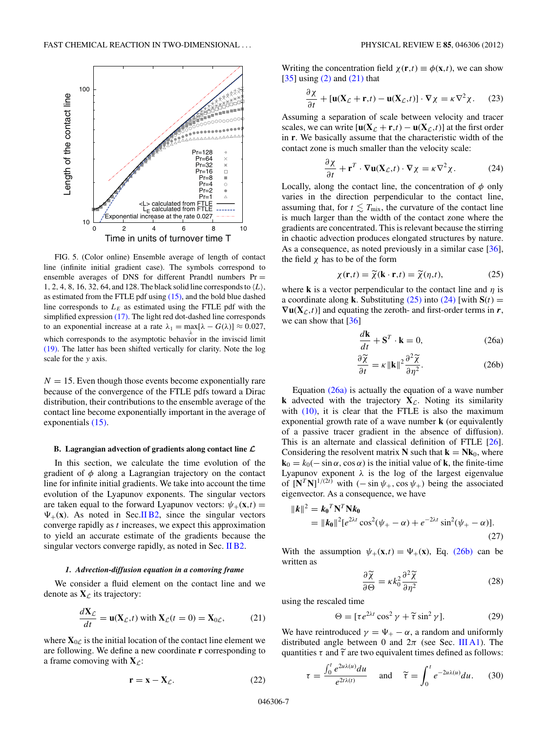FIG. 5. (Color online) Ensemble average of length of contact line (infinite initial gradient case). The symbols correspond to ensemble averages of DNS for different Prandtl numbers Pr = 1, 2, 4, 8, 16, 32, 64, and 128. The black solid line corresponds to $\langle L \rangle$, as estimated from the FTLE pdf using (15), and the bold blue dashed line corresponds to $L_E$ as estimated using the FTLE pdf with the simplified expression (17). The light red dot-dashed line corresponds to an exponential increase at a rate $\lambda_1 = \max_{\lambda}[\lambda - G(\lambda)] \approx 0.027$, which corresponds to the asymptotic behavior in the inviscid limit (19). The latter has been shifted vertically for clarity. Note the log scale for the $y$ axis.

$N = 15$. Even though those events become exponentially rare because of the convergence of the FTLE pdfs toward a Dirac distribution, their contributions to the ensemble average of the contact line become exponentially important in the average of exponentials (15).

### B. Lagrangian advection of gradients along contact line $\mathcal{L}$

In this section, we calculate the time evolution of the gradient of $\phi$ along a Lagrangian trajectory on the contact line for infinite initial gradients. We take into account the time evolution of the Lyapunov exponents. The singular vectors are taken equal to the forward Lyapunov vectors: $\psi_+(\mathbf{x},t) = \Psi_+(\mathbf{x})$. As noted in Sec. II B2, since the singular vectors converge rapidly as $t$ increases, we expect this approximation to yield an accurate estimate of the gradients because the singular vectors converge rapidly, as noted in Sec. II B2.

#### 1. Advection-diffusion equation in a comoving frame

We consider a fluid element on the contact line and we denote as $\mathbf{X}_{\mathcal{L}}$ its trajectory:

$$\frac{d\mathbf{X}_{\mathcal{L}}}{dt} = \mathbf{u}(\mathbf{X}_{\mathcal{L}},t) \text{ with } \mathbf{X}_{\mathcal{L}}(t=0) = \mathbf{X}_{0\mathcal{L}}, \tag{21}$$

where $\mathbf{X}_{0\mathcal{L}}$ is the initial location of the contact line element we are following. We define a new coordinate $\mathbf{r}$ corresponding to a frame comoving with $\mathbf{X}_{\mathcal{L}}$:

$$\mathbf{r} = \mathbf{x} - \mathbf{X}_{\mathcal{L}}. \tag{22}$$

Writing the concentration field $\chi(\mathbf{r},t) \equiv \phi(\mathbf{x},t)$, we can show [35] using (2) and (21) that

$$\frac{\partial \chi}{\partial t} + [\mathbf{u}(\mathbf{X}_{\mathcal{L}} + \mathbf{r},t) - \mathbf{u}(\mathbf{X}_{\mathcal{L}},t)] \cdot \nabla \chi = \kappa \nabla^2 \chi. \tag{23}$$

Assuming a separation of scale between velocity and tracer scales, we can write $[\mathbf{u}(\mathbf{X}_{\mathcal{L}} + \mathbf{r},t) - \mathbf{u}(\mathbf{X}_{\mathcal{L}},t)]$ at the first order in $\mathbf{r}$. We basically assume that the characteristic width of the contact zone is much smaller than the velocity scale:

$$\frac{\partial \chi}{\partial t} + \mathbf{r}^T \cdot \nabla \mathbf{u}(\mathbf{X}_{\mathcal{L}},t) \cdot \nabla \chi = \kappa \nabla^2 \chi. \tag{24}$$

Locally, along the contact line, the concentration of $\phi$ only varies in the direction perpendicular to the contact line, assuming that, for $t \lesssim T_{\text{mix}}$, the curvature of the contact line is much larger than the width of the contact zone where the gradients are concentrated. This is relevant because the stirring in chaotic advection produces elongated structures by nature. As a consequence, as noted previously in a similar case [36], the field $\chi$ has to be of the form

$$\chi(\mathbf{r},t) = \widetilde{\chi}(\mathbf{k} \cdot \mathbf{r},t) = \widetilde{\chi}(\eta,t), \tag{25}$$

where $\mathbf{k}$ is a vector perpendicular to the contact line and $\eta$ is a coordinate along $\mathbf{k}$. Substituting (25) into (24) [with $\mathbf{S}(t) = \nabla \mathbf{u}(\mathbf{X}_{\mathcal{L}},t)$] and equating the zeroth- and first-order terms in $\boldsymbol{r}$, we can show that [36]

$$\frac{d\mathbf{k}}{dt} + \mathbf{S}^T \cdot \mathbf{k} = 0, \tag{26a}$$

$$\frac{\partial \widetilde{\chi}}{\partial t} = \kappa \|\mathbf{k}\|^2 \frac{\partial^2 \widetilde{\chi}}{\partial \eta^2}. \tag{26b}$$

Equation (26a) is actually the equation of a wave number $\mathbf{k}$ advected with the trajectory $\mathbf{X}_{\mathcal{L}}$. Noting its similarity with (10), it is clear that the FTLE is also the maximum exponential growth rate of a wave number $\mathbf{k}$ (or equivalently of a passive tracer gradient in the absence of diffusion). This is an alternate and classical definition of FTLE [26]. Considering the resolvent matrix $\mathbf{N}$ such that $\mathbf{k} = \mathbf{N}\mathbf{k}_0$, where $\mathbf{k}_0 = k_0(-\sin\alpha, \cos\alpha)$ is the initial value of $\mathbf{k}$, the finite-time Lyapunov exponent $\lambda$ is the log of the largest eigenvalue of $[\mathbf{N}^T\mathbf{N}]^{1/(2t)}$ with $(-\sin\psi_+, \cos\psi_+)$ being the associated eigenvector. As a consequence, we have

$$\begin{aligned}\|\boldsymbol{k}\|^2 &= \boldsymbol{k_0}^T \mathbf{N}^T \mathbf{N} \boldsymbol{k_0} \\ &= \|\boldsymbol{k_0}\|^2 [e^{2\lambda t} \cos^2(\psi_+ - \alpha) + e^{-2\lambda t} \sin^2(\psi_+ - \alpha)].\end{aligned} \tag{27}$$

With the assumption $\psi_+(\mathbf{x},t) = \Psi_+(\mathbf{x})$, Eq. (26b) can be written as

$$\frac{\partial \widetilde{\chi}}{\partial \Theta} = \kappa k_0^2 \frac{\partial^2 \widetilde{\chi}}{\partial \eta^2} \tag{28}$$

using the rescaled time

$$\Theta = [\tau e^{2\lambda t} \cos^2 \gamma + \widetilde{\tau} \sin^2 \gamma]. \tag{29}$$

We have reintroduced $\gamma = \Psi_+ - \alpha$, a random and uniformly distributed angle between 0 and $2\pi$ (see Sec. III A1). The quantities $\tau$ and $\widetilde{\tau}$ are two equivalent times defined as follows:

$$\tau = \frac{\int_0^t e^{2u\lambda(u)} du}{e^{2t\lambda(t)}} \quad \text{and} \quad \widetilde{\tau} = \int_0^t e^{-2u\lambda(u)} du. \tag{30}$$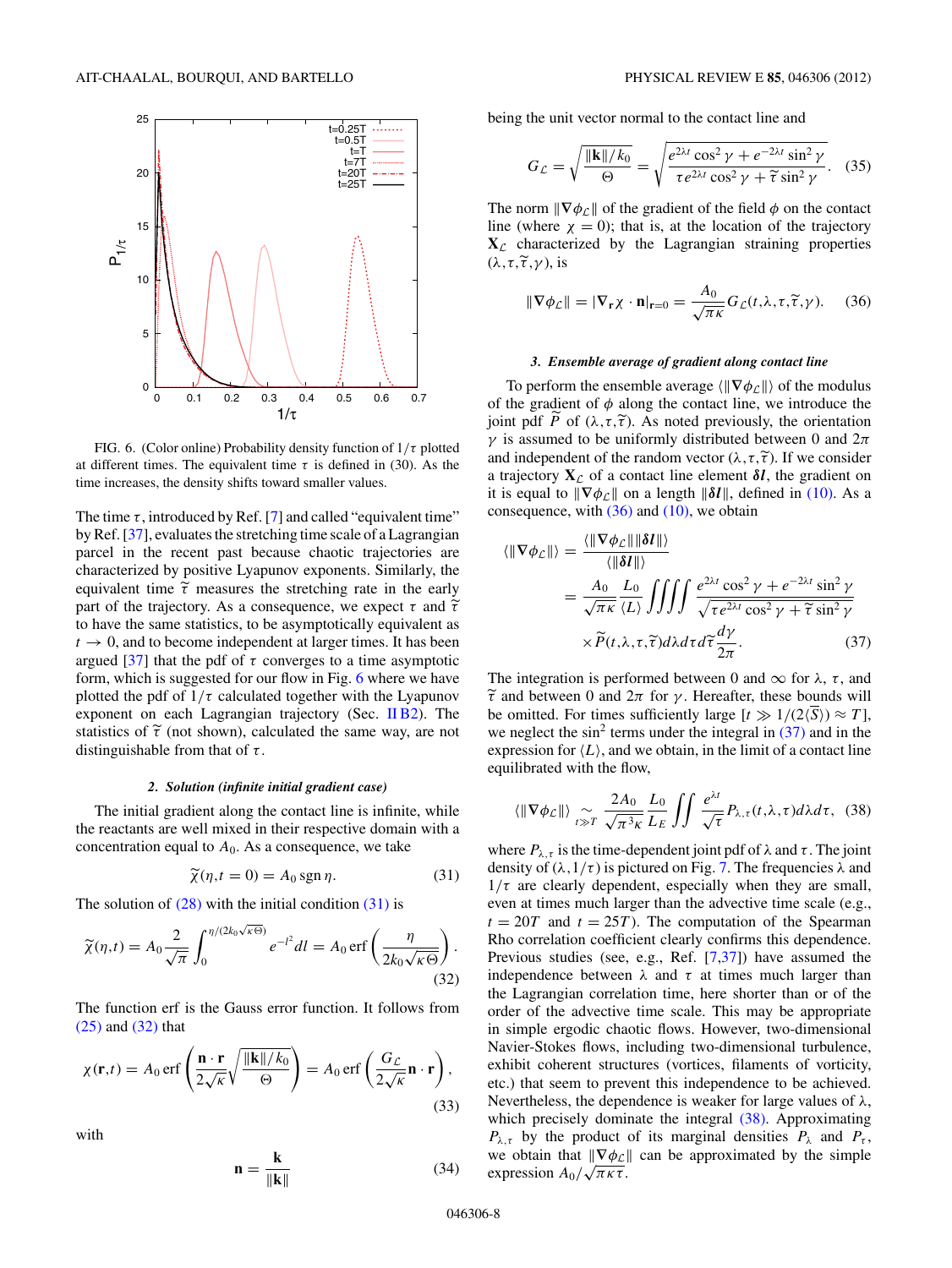FIG. 6. (Color online) Probability density function of $1/\tau$ plotted at different times. The equivalent time $\tau$ is defined in (30). As the time increases, the density shifts toward smaller values.

The time $\tau$, introduced by Ref. [7] and called "equivalent time" by Ref. [37], evaluates the stretching time scale of a Lagrangian parcel in the recent past because chaotic trajectories are characterized by positive Lyapunov exponents. Similarly, the equivalent time $\widetilde{\tau}$ measures the stretching rate in the early part of the trajectory. As a consequence, we expect $\tau$ and $\widetilde{\tau}$ to have the same statistics, to be asymptotically equivalent as $t \to 0$, and to become independent at larger times. It has been argued [37] that the pdf of $\tau$ converges to a time asymptotic form, which is suggested for our flow in Fig. 6 where we have plotted the pdf of $1/\tau$ calculated together with the Lyapunov exponent on each Lagrangian trajectory (Sec. II B2). The statistics of $\widetilde{\tau}$ (not shown), calculated the same way, are not distinguishable from that of $\tau$.

#### 2. Solution (infinite initial gradient case)

The initial gradient along the contact line is infinite, while the reactants are well mixed in their respective domain with a concentration equal to $A_0$. As a consequence, we take

$$\widetilde{\chi}(\eta, t = 0) = A_0 \operatorname{sgn} \eta. \tag{31}$$

The solution of (28) with the initial condition (31) is

$$\widetilde{\chi}(\eta, t) = A_0 \frac{2}{\sqrt{\pi}} \int_0^{\eta/(2k_0\sqrt{\kappa\Theta})} e^{-l^2} dl = A_0 \operatorname{erf}\left(\frac{\eta}{2k_0\sqrt{\kappa\Theta}}\right). \tag{32}$$

The function erf is the Gauss error function. It follows from (25) and (32) that

$$\chi(\mathbf{r}, t) = A_0 \operatorname{erf}\left(\frac{\mathbf{n} \cdot \mathbf{r}}{2\sqrt{\kappa}} \sqrt{\frac{\|\mathbf{k}\|/k_0}{\Theta}}\right) = A_0 \operatorname{erf}\left(\frac{G_{\mathcal{L}}}{2\sqrt{\kappa}} \mathbf{n} \cdot \mathbf{r}\right), \tag{33}$$

with

$$\mathbf{n} = \frac{\mathbf{k}}{\|\mathbf{k}\|} \tag{34}$$

being the unit vector normal to the contact line and

$$G_{\mathcal{L}} = \sqrt{\frac{\|\mathbf{k}\|/k_0}{\Theta}} = \sqrt{\frac{e^{2\lambda t} \cos^2 \gamma + e^{-2\lambda t} \sin^2 \gamma}{\tau e^{2\lambda t} \cos^2 \gamma + \widetilde{\tau} \sin^2 \gamma}}. \tag{35}$$

The norm $\|\nabla \phi_{\mathcal{L}}\|$ of the gradient of the field $\phi$ on the contact line (where $\chi = 0$); that is, at the location of the trajectory $\mathbf{X}_{\mathcal{L}}$ characterized by the Lagrangian straining properties $(\lambda, \tau, \widetilde{\tau}, \gamma)$, is

$$\|\nabla \phi_{\mathcal{L}}\| = |\nabla_{\mathbf{r}} \chi \cdot \mathbf{n}|_{\mathbf{r}=0} = \frac{A_0}{\sqrt{\pi\kappa}} G_{\mathcal{L}}(t, \lambda, \tau, \widetilde{\tau}, \gamma). \tag{36}$$

#### 3. Ensemble average of gradient along contact line

To perform the ensemble average $\langle \|\nabla \phi_{\mathcal{L}}\| \rangle$ of the modulus of the gradient of $\phi$ along the contact line, we introduce the joint pdf $\widetilde{P}$ of $(\lambda, \tau, \widetilde{\tau})$. As noted previously, the orientation $\gamma$ is assumed to be uniformly distributed between 0 and $2\pi$ and independent of the random vector $(\lambda, \tau, \widetilde{\tau})$. If we consider a trajectory $\mathbf{X}_{\mathcal{L}}$ of a contact line element $\boldsymbol{\delta l}$, the gradient on it is equal to $\|\nabla \phi_{\mathcal{L}}\|$ on a length $\|\boldsymbol{\delta l}\|$, defined in (10). As a consequence, with (36) and (10), we obtain

$$\begin{aligned}
\langle \|\nabla \phi_{\mathcal{L}}\| \rangle &= \frac{\langle \|\nabla \phi_{\mathcal{L}}\| \|\boldsymbol{\delta l}\| \rangle}{\langle \|\boldsymbol{\delta l}\| \rangle} \\
&= \frac{A_0}{\sqrt{\pi\kappa}} \frac{L_0}{\langle L \rangle} \iiiint \frac{e^{2\lambda t} \cos^2 \gamma + e^{-2\lambda t} \sin^2 \gamma}{\sqrt{\tau e^{2\lambda t} \cos^2 \gamma + \widetilde{\tau} \sin^2 \gamma}} \\
&\quad \times \widetilde{P}(t, \lambda, \tau, \widetilde{\tau}) d\lambda d\tau d\widetilde{\tau} \frac{d\gamma}{2\pi}.
\end{aligned} \tag{37}$$

The integration is performed between 0 and $\infty$ for $\lambda$, $\tau$, and $\widetilde{\tau}$ and between 0 and $2\pi$ for $\gamma$. Hereafter, these bounds will be omitted. For times sufficiently large $[t \gg 1/(2\langle \widetilde{S} \rangle) \approx T]$, we neglect the $\sin^2$ terms under the integral in (37) and in the expression for $\langle L \rangle$, and we obtain, in the limit of a contact line equilibrated with the flow,

$$\langle \|\nabla \phi_{\mathcal{L}}\| \rangle \underset{t \gg T}{\sim} \frac{2A_0}{\sqrt{\pi^3\kappa}} \frac{L_0}{L_E} \iint \frac{e^{\lambda t}}{\sqrt{\tau}} P_{\lambda,\tau}(t, \lambda, \tau) d\lambda d\tau, \tag{38}$$

where $P_{\lambda,\tau}$ is the time-dependent joint pdf of $\lambda$ and $\tau$. The joint density of $(\lambda, 1/\tau)$ is pictured on Fig. 7. The frequencies $\lambda$ and $1/\tau$ are clearly dependent, especially when they are small, even at times much larger than the advective time scale (e.g., $t = 20T$ and $t = 25T$). The computation of the Spearman Rho correlation coefficient clearly confirms this dependence. Previous studies (see, e.g., Ref. [7,37]) have assumed the independence between $\lambda$ and $\tau$ at times much larger than the Lagrangian correlation time, here shorter than or of the order of the advective time scale. This may be appropriate in simple ergodic chaotic flows. However, two-dimensional Navier-Stokes flows, including two-dimensional turbulence, exhibit coherent structures (vortices, filaments of vorticity, etc.) that seem to prevent this independence to be achieved. Nevertheless, the dependence is weaker for large values of $\lambda$, which precisely dominate the integral (38). Approximating $P_{\lambda,\tau}$ by the product of its marginal densities $P_\lambda$ and $P_\tau$, we obtain that $\|\nabla \phi_{\mathcal{L}}\|$ can be approximated by the simple expression $A_0/\sqrt{\pi\kappa\tau}$.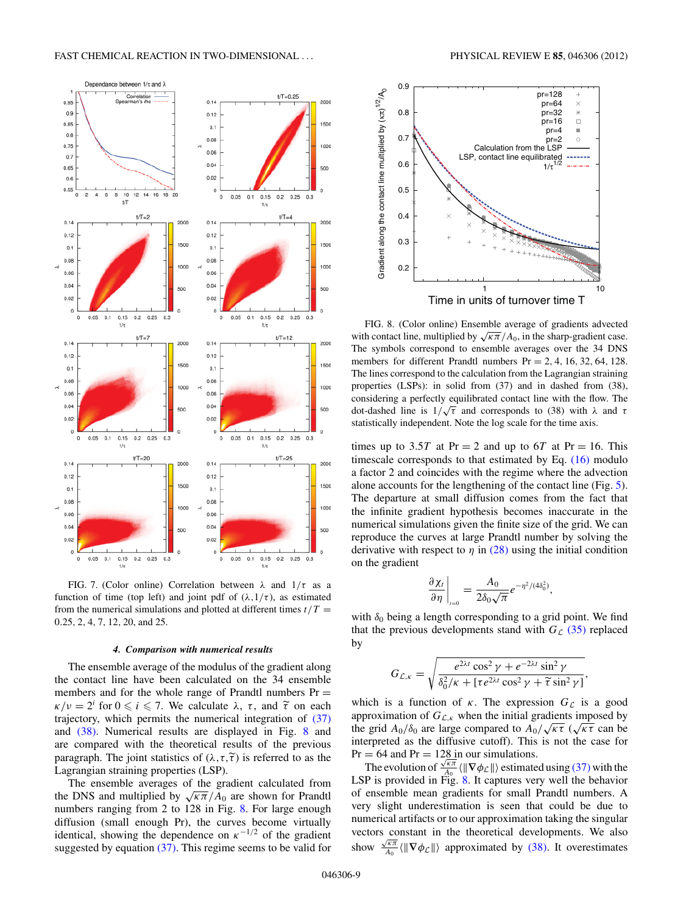FIG. 7. (Color online) Correlation between $\lambda$ and $1/\tau$ as a function of time (top left) and joint pdf of $(\lambda,1/\tau)$, as estimated from the numerical simulations and plotted at different times $t/T = 0.25$, 2, 4, 7, 12, 20, and 25.

#### *4. Comparison with numerical results*

The ensemble average of the modulus of the gradient along the contact line have been calculated on the 34 ensemble members and for the whole range of Prandtl numbers $\Pr = \kappa/\nu = 2^i$ for $0 \leqslant i \leqslant 7$. We calculate $\lambda$, $\tau$, and $\widetilde{\tau}$ on each trajectory, which permits the numerical integration of (37) and (38). Numerical results are displayed in Fig. 8 and are compared with the theoretical results of the previous paragraph. The joint statistics of $(\lambda,\tau,\widetilde{\tau})$ is referred to as the Lagrangian straining properties (LSP).

The ensemble averages of the gradient calculated from the DNS and multiplied by $\sqrt{\kappa\pi}/A_0$ are shown for Prandtl numbers ranging from 2 to 128 in Fig. 8. For large enough diffusion (small enough Pr), the curves become virtually identical, showing the dependence on $\kappa^{-1/2}$ of the gradient suggested by equation (37). This regime seems to be valid for times up to $3.5T$ at $\Pr = 2$ and up to $6T$ at $\Pr = 16$. This timescale corresponds to that estimated by Eq. (16) modulo a factor 2 and coincides with the regime where the advection alone accounts for the lengthening of the contact line (Fig. 5). The departure at small diffusion comes from the fact that the infinite gradient hypothesis becomes inaccurate in the numerical simulations given the finite size of the grid. We can reproduce the curves at large Prandtl number by solving the derivative with respect to $\eta$ in (28) using the initial condition on the gradient

$$\left.\frac{\partial \chi_t}{\partial \eta}\right|_{t=0} = \frac{A_0}{2\delta_0\sqrt{\pi}} e^{-\eta^2/(4\delta_0^2)},$$

with $\delta_0$ being a length corresponding to a grid point. We find that the previous developments stand with $G_{\mathcal{L}}$ (35) replaced by

$$G_{\mathcal{L},\kappa} = \sqrt{\frac{e^{2\lambda t}\cos^2\gamma + e^{-2\lambda t}\sin^2\gamma}{\delta_0^2/\kappa + [\tau e^{2\lambda t}\cos^2\gamma + \widetilde{\tau}\sin^2\gamma]}},$$

which is a function of $\kappa$. The expression $G_{\mathcal{L}}$ is a good approximation of $G_{\mathcal{L},\kappa}$ when the initial gradients imposed by the grid $A_0/\delta_0$ are large compared to $A_0/\sqrt{\kappa\tau}$ ($\sqrt{\kappa\tau}$ can be interpreted as the diffusive cutoff). This is not the case for $\Pr = 64$ and $\Pr = 128$ in our simulations.

The evolution of $\frac{\sqrt{\kappa\pi}}{A_0}\langle\|\nabla\phi_{\mathcal{L}}\|\rangle$ estimated using (37) with the LSP is provided in Fig. 8. It captures very well the behavior of ensemble mean gradients for small Prandtl numbers. A very slight underestimation is seen that could be due to numerical artifacts or to our approximation taking the singular vectors constant in the theoretical developments. We also show $\frac{\sqrt{\kappa\pi}}{A_0}\langle\|\nabla\phi_{\mathcal{L}}\|\rangle$ approximated by (38). It overestimates

FIG. 8. (Color online) Ensemble average of gradients advected with contact line, multiplied by $\sqrt{\kappa\pi}/A_0$, in the sharp-gradient case. The symbols correspond to ensemble averages over the 34 DNS members for different Prandtl numbers $\Pr = 2, 4, 16, 32, 64, 128$. The lines correspond to the calculation from the Lagrangian straining properties (LSPs): in solid from (37) and in dashed from (38), considering a perfectly equilibrated contact line with the flow. The dot-dashed line is $1/\sqrt{\tau}$ and corresponds to (38) with $\lambda$ and $\tau$ statistically independent. Note the log scale for the time axis.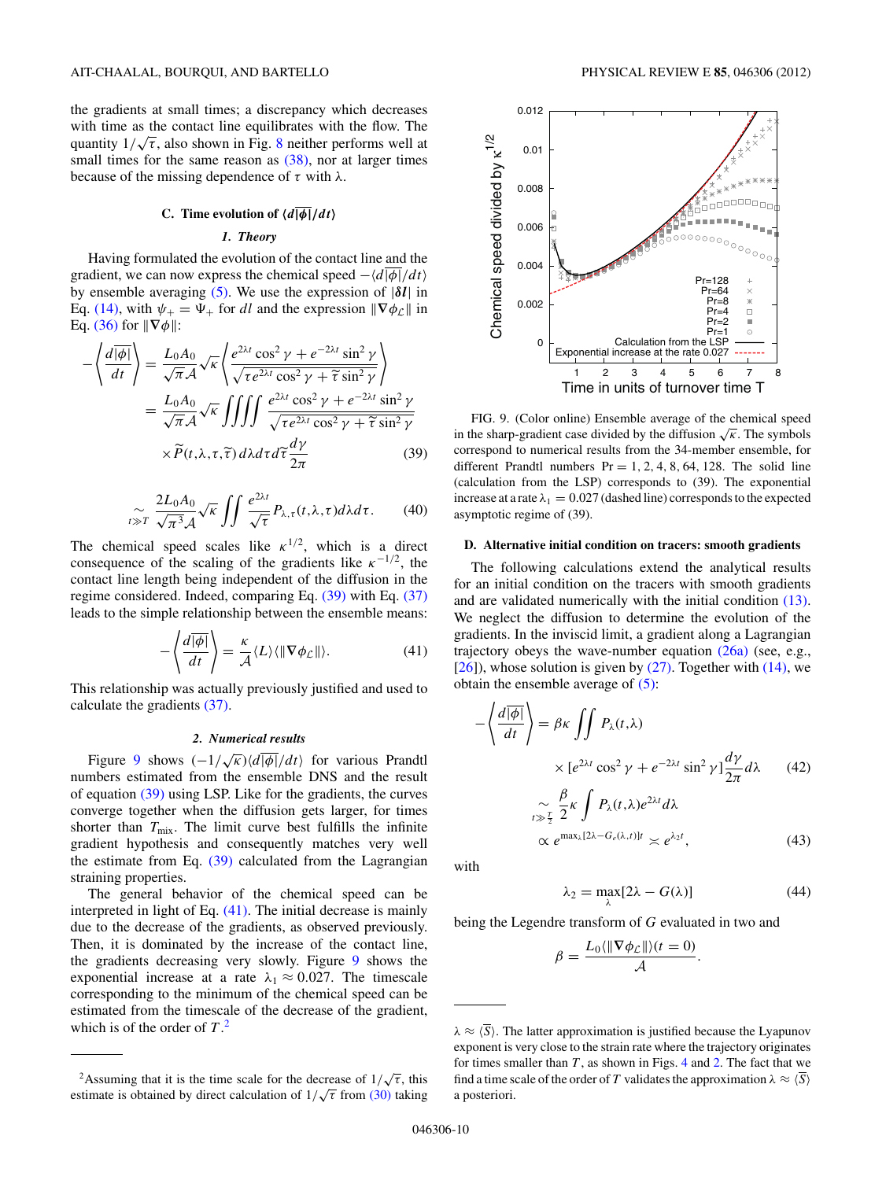the gradients at small times; a discrepancy which decreases with time as the contact line equilibrates with the flow. The quantity $1/\sqrt{\tau}$, also shown in Fig. 8 neither performs well at small times for the same reason as (38), nor at larger times because of the missing dependence of $\tau$ with $\lambda$.

### C. Time evolution of $\langle d|\overline{\phi}|/dt\rangle$

#### 1. Theory

Having formulated the evolution of the contact line and the gradient, we can now express the chemical speed $-\langle d|\overline{\phi}|/dt\rangle$ by ensemble averaging (5). We use the expression of $|\boldsymbol{\delta l}|$ in Eq. (14), with $\psi_+ = \Psi_+$ for $dl$ and the expression $\|\nabla\phi_{\mathcal{L}}\|$ in Eq. (36) for $\|\nabla\phi\|$:

$$
\begin{aligned}
-\left\langle \frac{d|\overline{\phi}|}{dt}\right\rangle &= \frac{L_0 A_0}{\sqrt{\pi}\mathcal{A}}\sqrt{\kappa}\left\langle \frac{e^{2\lambda t}\cos^2\gamma + e^{-2\lambda t}\sin^2\gamma}{\sqrt{\tau e^{2\lambda t}\cos^2\gamma + \widetilde{\tau}\sin^2\gamma}}\right\rangle \\
&= \frac{L_0 A_0}{\sqrt{\pi}\mathcal{A}}\sqrt{\kappa}\iiiint \frac{e^{2\lambda t}\cos^2\gamma + e^{-2\lambda t}\sin^2\gamma}{\sqrt{\tau e^{2\lambda t}\cos^2\gamma + \widetilde{\tau}\sin^2\gamma}} \\
&\quad\times \widetilde{P}(t,\lambda,\tau,\widetilde{\tau})\,d\lambda d\tau d\widetilde{\tau}\frac{d\gamma}{2\pi} \qquad (39)
\end{aligned}
$$

$$
\underset{t\gg T}{\sim} \frac{2L_0 A_0}{\sqrt{\pi^3}\mathcal{A}}\sqrt{\kappa}\iint \frac{e^{2\lambda t}}{\sqrt{\tau}}P_{\lambda,\tau}(t,\lambda,\tau)d\lambda d\tau. \qquad (40)
$$

The chemical speed scales like $\kappa^{1/2}$, which is a direct consequence of the scaling of the gradients like $\kappa^{-1/2}$, the contact line length being independent of the diffusion in the regime considered. Indeed, comparing Eq. (39) with Eq. (37) leads to the simple relationship between the ensemble means:

$$
-\left\langle \frac{d|\overline{\phi}|}{dt}\right\rangle = \frac{\kappa}{\mathcal{A}}\langle L\rangle\langle\|\nabla\phi_{\mathcal{L}}\|\rangle. \qquad (41)
$$

This relationship was actually previously justified and used to calculate the gradients (37).

#### 2. Numerical results

Figure 9 shows $(-1/\sqrt{\kappa})\langle d|\overline{\phi}|/dt\rangle$ for various Prandtl numbers estimated from the ensemble DNS and the result of equation (39) using LSP. Like for the gradients, the curves converge together when the diffusion gets larger, for times shorter than $T_{\rm mix}$. The limit curve best fulfills the infinite gradient hypothesis and consequently matches very well the estimate from Eq. (39) calculated from the Lagrangian straining properties.

The general behavior of the chemical speed can be interpreted in light of Eq. (41). The initial decrease is mainly due to the decrease of the gradients, as observed previously. Then, it is dominated by the increase of the contact line, the gradients decreasing very slowly. Figure 9 shows the exponential increase at a rate $\lambda_1 \approx 0.027$. The timescale corresponding to the minimum of the chemical speed can be estimated from the timescale of the decrease of the gradient, which is of the order of $T$.[2]

FIG. 9. (Color online) Ensemble average of the chemical speed in the sharp-gradient case divided by the diffusion $\sqrt{\kappa}$. The symbols correspond to numerical results from the 34-member ensemble, for different Prandtl numbers Pr = 1, 2, 4, 8, 64, 128. The solid line (calculation from the LSP) corresponds to (39). The exponential increase at a rate $\lambda_1 = 0.027$ (dashed line) corresponds to the expected asymptotic regime of (39).

### D. Alternative initial condition on tracers: smooth gradients

The following calculations extend the analytical results for an initial condition on the tracers with smooth gradients and are validated numerically with the initial condition (13). We neglect the diffusion to determine the evolution of the gradients. In the inviscid limit, a gradient along a Lagrangian trajectory obeys the wave-number equation (26a) (see, e.g., [26]), whose solution is given by (27). Together with (14), we obtain the ensemble average of (5):

$$
\begin{aligned}
-\left\langle \frac{d|\overline{\phi}|}{dt}\right\rangle &= \beta\kappa\iint P_\lambda(t,\lambda) \\
&\quad\times[e^{2\lambda t}\cos^2\gamma + e^{-2\lambda t}\sin^2\gamma]\frac{d\gamma}{2\pi}d\lambda \qquad (42) \\
&\underset{t\gg\frac{T}{2}}{\sim} \frac{\beta}{2}\kappa\int P_\lambda(t,\lambda)e^{2\lambda t}d\lambda \\
&\propto e^{\max_\lambda[2\lambda - G_e(\lambda,t)]t} \asymp e^{\lambda_2 t}, \qquad (43)
\end{aligned}
$$

with

$$
\lambda_2 = \max_\lambda[2\lambda - G(\lambda)] \qquad (44)
$$

being the Legendre transform of $G$ evaluated in two and

$$
\beta = \frac{L_0\langle\|\nabla\phi_{\mathcal{L}}\|\rangle(t=0)}{\mathcal{A}}.
$$

[2] Assuming that it is the time scale for the decrease of $1/\sqrt{\tau}$, this estimate is obtained by direct calculation of $1/\sqrt{\tau}$ from (30) taking $\lambda \approx \langle\overline{S}\rangle$. The latter approximation is justified because the Lyapunov exponent is very close to the strain rate where the trajectory originates for times smaller than $T$, as shown in Figs. 4 and 2. The fact that we find a time scale of the order of $T$ validates the approximation $\lambda \approx \langle\overline{S}\rangle$ a posteriori.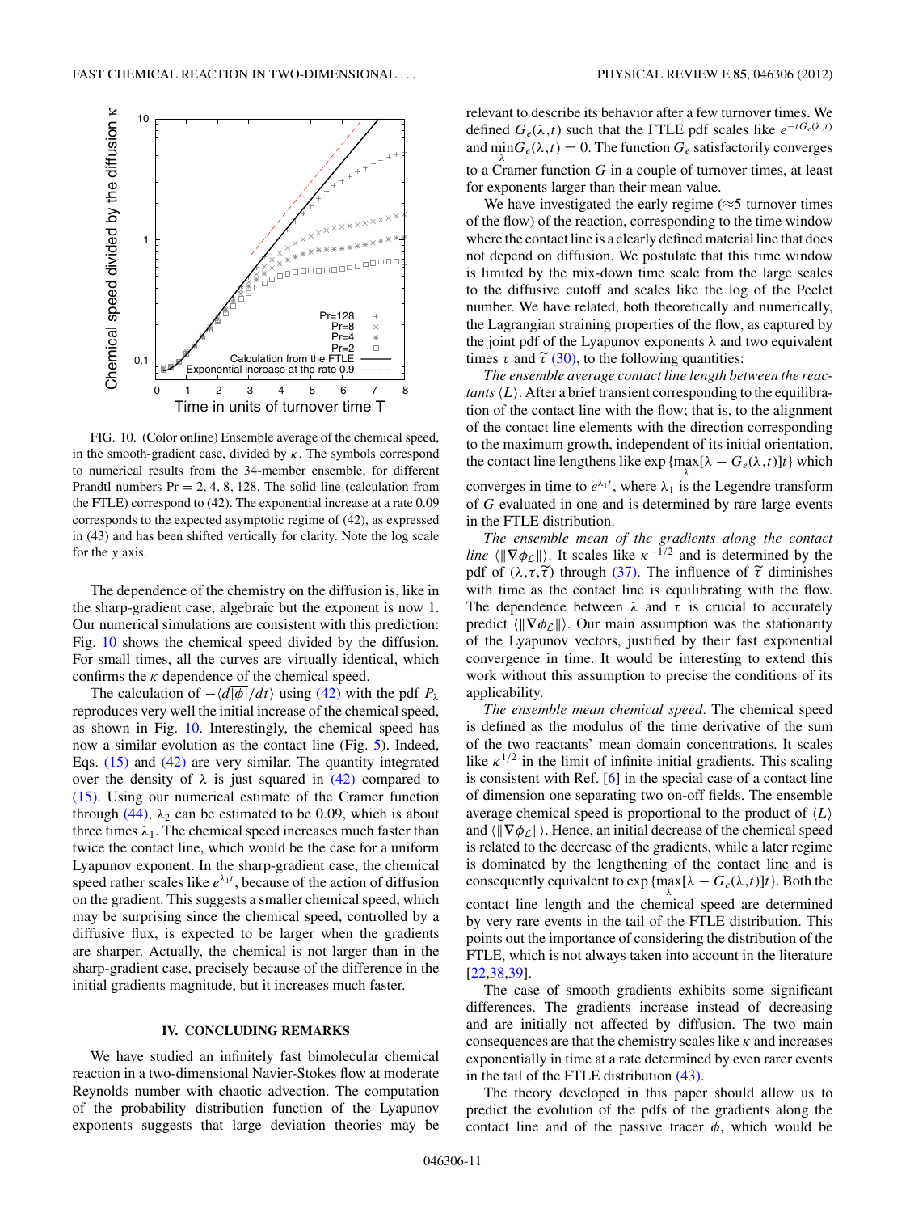FIG. 10. (Color online) Ensemble average of the chemical speed, in the smooth-gradient case, divided by $\kappa$. The symbols correspond to numerical results from the 34-member ensemble, for different Prandtl numbers Pr = 2, 4, 8, 128. The solid line (calculation from the FTLE) correspond to (42). The exponential increase at a rate 0.09 corresponds to the expected asymptotic regime of (42), as expressed in (43) and has been shifted vertically for clarity. Note the log scale for the $y$ axis.

The dependence of the chemistry on the diffusion is, like in the sharp-gradient case, algebraic but the exponent is now 1. Our numerical simulations are consistent with this prediction: Fig. 10 shows the chemical speed divided by the diffusion. For small times, all the curves are virtually identical, which confirms the $\kappa$ dependence of the chemical speed.

The calculation of $-\langle d|\overline{\phi}|/dt\rangle$ using (42) with the pdf $P_\lambda$ reproduces very well the initial increase of the chemical speed, as shown in Fig. 10. Interestingly, the chemical speed has now a similar evolution as the contact line (Fig. 5). Indeed, Eqs. (15) and (42) are very similar. The quantity integrated over the density of $\lambda$ is just squared in (42) compared to (15). Using our numerical estimate of the Cramer function through (44), $\lambda_2$ can be estimated to be 0.09, which is about three times $\lambda_1$. The chemical speed increases much faster than twice the contact line, which would be the case for a uniform Lyapunov exponent. In the sharp-gradient case, the chemical speed rather scales like $e^{\lambda_1 t}$, because of the action of diffusion on the gradient. This suggests a smaller chemical speed, which may be surprising since the chemical speed, controlled by a diffusive flux, is expected to be larger when the gradients are sharper. Actually, the chemical is not larger than in the sharp-gradient case, precisely because of the difference in the initial gradients magnitude, but it increases much faster.

## IV. CONCLUDING REMARKS

We have studied an infinitely fast bimolecular chemical reaction in a two-dimensional Navier-Stokes flow at moderate Reynolds number with chaotic advection. The computation of the probability distribution function of the Lyapunov exponents suggests that large deviation theories may be relevant to describe its behavior after a few turnover times. We defined $G_e(\lambda,t)$ such that the FTLE pdf scales like $e^{-tG_e(\lambda,t)}$ and $\min_\lambda G_e(\lambda,t) = 0$. The function $G_e$ satisfactorily converges to a Cramer function $G$ in a couple of turnover times, at least for exponents larger than their mean value.

We have investigated the early regime ($\approx$5 turnover times of the flow) of the reaction, corresponding to the time window where the contact line is a clearly defined material line that does not depend on diffusion. We postulate that this time window is limited by the mix-down time scale from the large scales to the diffusive cutoff and scales like the log of the Peclet number. We have related, both theoretically and numerically, the Lagrangian straining properties of the flow, as captured by the joint pdf of the Lyapunov exponents $\lambda$ and two equivalent times $\tau$ and $\widetilde{\tau}$ (30), to the following quantities:

*The ensemble average contact line length between the reactants* $\langle L\rangle$. After a brief transient corresponding to the equilibration of the contact line with the flow; that is, to the alignment of the contact line elements with the direction corresponding to the maximum growth, independent of its initial orientation, the contact line lengthens like $\exp\{\max_\lambda[\lambda - G_e(\lambda,t)]t\}$ which converges in time to $e^{\lambda_1 t}$, where $\lambda_1$ is the Legendre transform of $G$ evaluated in one and is determined by rare large events in the FTLE distribution.

*The ensemble mean of the gradients along the contact line* $\langle\|\nabla\phi_{\mathcal{L}}\|\rangle$. It scales like $\kappa^{-1/2}$ and is determined by the pdf of $(\lambda,\tau,\widetilde{\tau})$ through (37). The influence of $\widetilde{\tau}$ diminishes with time as the contact line is equilibrating with the flow. The dependence between $\lambda$ and $\tau$ is crucial to accurately predict $\langle\|\nabla\phi_{\mathcal{L}}\|\rangle$. Our main assumption was the stationarity of the Lyapunov vectors, justified by their fast exponential convergence in time. It would be interesting to extend this work without this assumption to precise the conditions of its applicability.

*The ensemble mean chemical speed.* The chemical speed is defined as the modulus of the time derivative of the sum of the two reactants' mean domain concentrations. It scales like $\kappa^{1/2}$ in the limit of infinite initial gradients. This scaling is consistent with Ref. [6] in the special case of a contact line of dimension one separating two on-off fields. The ensemble average chemical speed is proportional to the product of $\langle L\rangle$ and $\langle\|\nabla\phi_{\mathcal{L}}\|\rangle$. Hence, an initial decrease of the chemical speed is related to the decrease of the gradients, while a later regime is dominated by the lengthening of the contact line and is consequently equivalent to $\exp\{\max_\lambda[\lambda - G_e(\lambda,t)]t\}$. Both the contact line length and the chemical speed are determined by very rare events in the tail of the FTLE distribution. This points out the importance of considering the distribution of the FTLE, which is not always taken into account in the literature [22,38,39].

The case of smooth gradients exhibits some significant differences. The gradients increase instead of decreasing and are initially not affected by diffusion. The two main consequences are that the chemistry scales like $\kappa$ and increases exponentially in time at a rate determined by even rarer events in the tail of the FTLE distribution (43).

The theory developed in this paper should allow us to predict the evolution of the pdfs of the gradients along the contact line and of the passive tracer $\phi$, which would be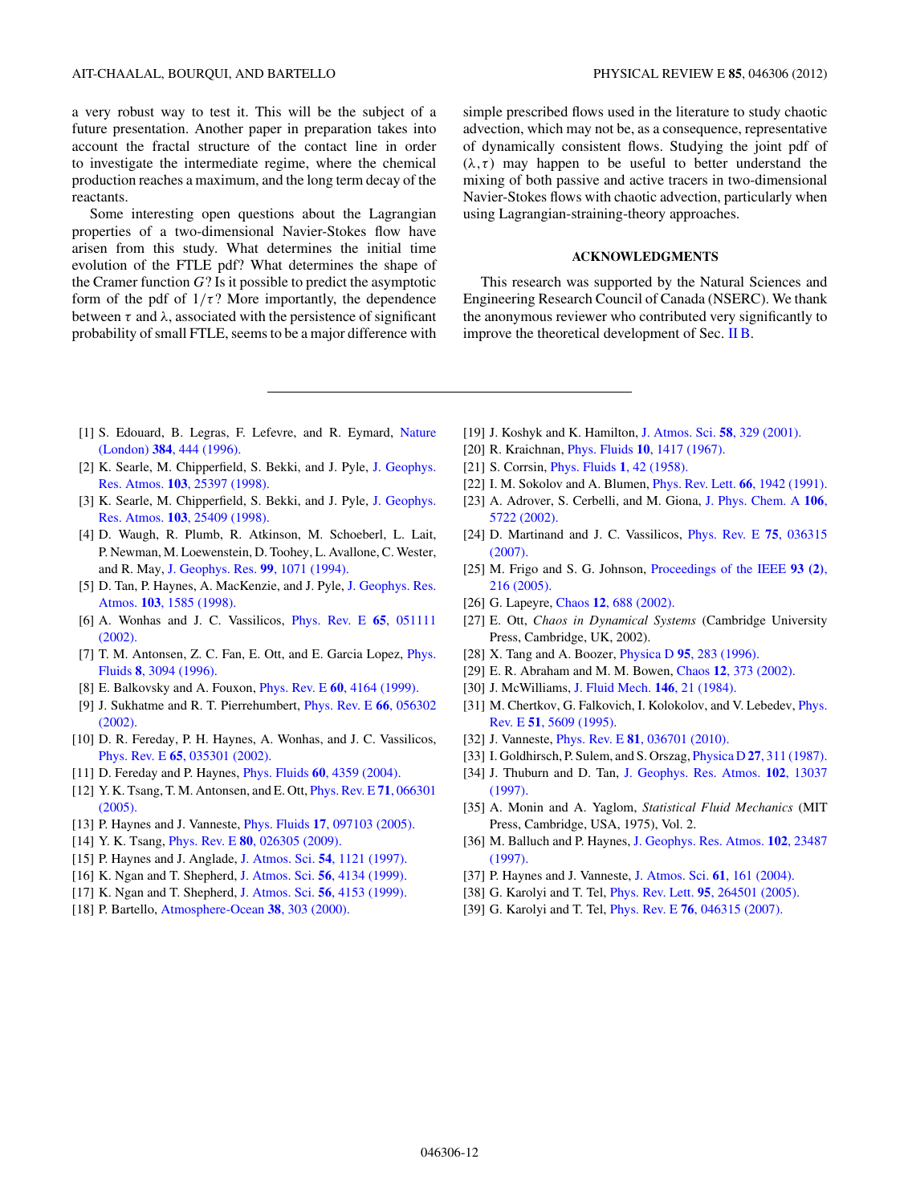a very robust way to test it. This will be the subject of a future presentation. Another paper in preparation takes into account the fractal structure of the contact line in order to investigate the intermediate regime, where the chemical production reaches a maximum, and the long term decay of the reactants.

Some interesting open questions about the Lagrangian properties of a two-dimensional Navier-Stokes flow have arisen from this study. What determines the initial time evolution of the FTLE pdf? What determines the shape of the Cramer function $G$? Is it possible to predict the asymptotic form of the pdf of $1/\tau$? More importantly, the dependence between $\tau$ and $\lambda$, associated with the persistence of significant probability of small FTLE, seems to be a major difference with simple prescribed flows used in the literature to study chaotic advection, which may not be, as a consequence, representative of dynamically consistent flows. Studying the joint pdf of $(\lambda,\tau)$ may happen to be useful to better understand the mixing of both passive and active tracers in two-dimensional Navier-Stokes flows with chaotic advection, particularly when using Lagrangian-straining-theory approaches.

## ACKNOWLEDGMENTS

This research was supported by the Natural Sciences and Engineering Research Council of Canada (NSERC). We thank the anonymous reviewer who contributed very significantly to improve the theoretical development of Sec. II B.

---

[1] S. Edouard, B. Legras, F. Lefevre, and R. Eymard, Nature (London) **384**, 444 (1996).

[2] K. Searle, M. Chipperfield, S. Bekki, and J. Pyle, J. Geophys. Res. Atmos. **103**, 25397 (1998).

[3] K. Searle, M. Chipperfield, S. Bekki, and J. Pyle, J. Geophys. Res. Atmos. **103**, 25409 (1998).

[4] D. Waugh, R. Plumb, R. Atkinson, M. Schoeberl, L. Lait, P. Newman, M. Loewenstein, D. Toohey, L. Avallone, C. Wester, and R. May, J. Geophys. Res. **99**, 1071 (1994).

[5] D. Tan, P. Haynes, A. MacKenzie, and J. Pyle, J. Geophys. Res. Atmos. **103**, 1585 (1998).

[6] A. Wonhas and J. C. Vassilicos, Phys. Rev. E **65**, 051111 (2002).

[7] T. M. Antonsen, Z. C. Fan, E. Ott, and E. Garcia Lopez, Phys. Fluids **8**, 3094 (1996).

[8] E. Balkovsky and A. Fouxon, Phys. Rev. E **60**, 4164 (1999).

[9] J. Sukhatme and R. T. Pierrehumbert, Phys. Rev. E **66**, 056302 (2002).

[10] D. R. Fereday, P. H. Haynes, A. Wonhas, and J. C. Vassilicos, Phys. Rev. E **65**, 035301 (2002).

[11] D. Fereday and P. Haynes, Phys. Fluids **60**, 4359 (2004).

[12] Y. K. Tsang, T. M. Antonsen, and E. Ott, Phys. Rev. E **71**, 066301 (2005).

[13] P. Haynes and J. Vanneste, Phys. Fluids **17**, 097103 (2005).

[14] Y. K. Tsang, Phys. Rev. E **80**, 026305 (2009).

[15] P. Haynes and J. Anglade, J. Atmos. Sci. **54**, 1121 (1997).

[16] K. Ngan and T. Shepherd, J. Atmos. Sci. **56**, 4134 (1999).

[17] K. Ngan and T. Shepherd, J. Atmos. Sci. **56**, 4153 (1999).

[18] P. Bartello, Atmosphere-Ocean **38**, 303 (2000).

[19] J. Koshyk and K. Hamilton, J. Atmos. Sci. **58**, 329 (2001).

[20] R. Kraichnan, Phys. Fluids **10**, 1417 (1967).

[21] S. Corrsin, Phys. Fluids **1**, 42 (1958).

[22] I. M. Sokolov and A. Blumen, Phys. Rev. Lett. **66**, 1942 (1991).

[23] A. Adrover, S. Cerbelli, and M. Giona, J. Phys. Chem. A **106**, 5722 (2002).

[24] D. Martinand and J. C. Vassilicos, Phys. Rev. E **75**, 036315 (2007).

[25] M. Frigo and S. G. Johnson, Proceedings of the IEEE **93 (2)**, 216 (2005).

[26] G. Lapeyre, Chaos **12**, 688 (2002).

[27] E. Ott, *Chaos in Dynamical Systems* (Cambridge University Press, Cambridge, UK, 2002).

[28] X. Tang and A. Boozer, Physica D **95**, 283 (1996).

[29] E. R. Abraham and M. M. Bowen, Chaos **12**, 373 (2002).

[30] J. McWilliams, J. Fluid Mech. **146**, 21 (1984).

[31] M. Chertkov, G. Falkovich, I. Kolokolov, and V. Lebedev, Phys. Rev. E **51**, 5609 (1995).

[32] J. Vanneste, Phys. Rev. E **81**, 036701 (2010).

[33] I. Goldhirsch, P. Sulem, and S. Orszag, Physica D **27**, 311 (1987).

[34] J. Thuburn and D. Tan, J. Geophys. Res. Atmos. **102**, 13037 (1997).

[35] A. Monin and A. Yaglom, *Statistical Fluid Mechanics* (MIT Press, Cambridge, USA, 1975), Vol. 2.

[36] M. Balluch and P. Haynes, J. Geophys. Res. Atmos. **102**, 23487 (1997).

[37] P. Haynes and J. Vanneste, J. Atmos. Sci. **61**, 161 (2004).

[38] G. Karolyi and T. Tel, Phys. Rev. Lett. **95**, 264501 (2005).

[39] G. Karolyi and T. Tel, Phys. Rev. E **76**, 046315 (2007).